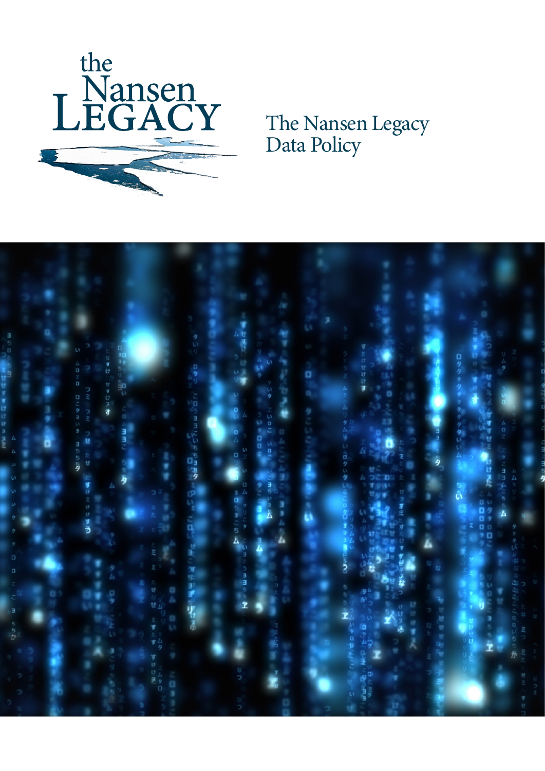# The Nansen Legacy Data Policy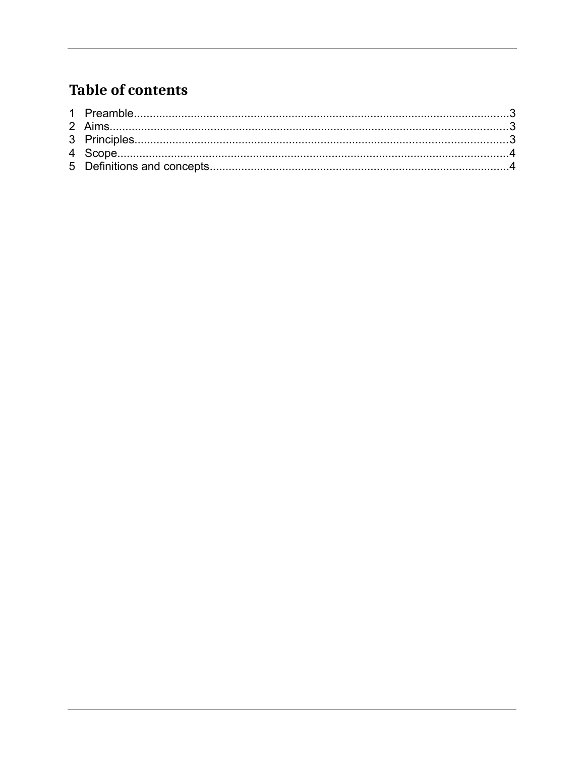# Table of contents

1 Preamble......................................................................................................................3
2 Aims.............................................................................................................................3
3 Principles.....................................................................................................................3
4 Scope...........................................................................................................................4
5 Definitions and concepts..............................................................................................4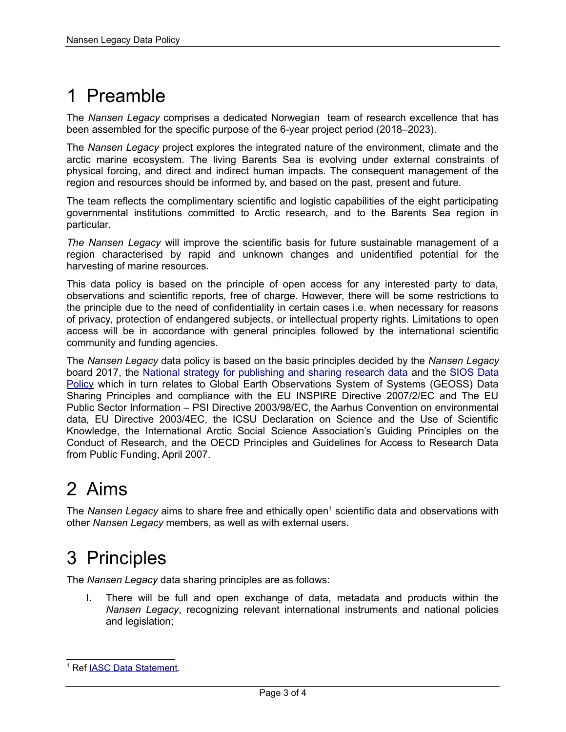# 1 Preamble

The *Nansen Legacy* comprises a dedicated Norwegian team of research excellence that has been assembled for the specific purpose of the 6-year project period (2018–2023).

The *Nansen Legacy* project explores the integrated nature of the environment, climate and the arctic marine ecosystem. The living Barents Sea is evolving under external constraints of physical forcing, and direct and indirect human impacts. The consequent management of the region and resources should be informed by, and based on the past, present and future.

The team reflects the complimentary scientific and logistic capabilities of the eight participating governmental institutions committed to Arctic research, and to the Barents Sea region in particular.

*The Nansen Legacy* will improve the scientific basis for future sustainable management of a region characterised by rapid and unknown changes and unidentified potential for the harvesting of marine resources.

This data policy is based on the principle of open access for any interested party to data, observations and scientific reports, free of charge. However, there will be some restrictions to the principle due to the need of confidentiality in certain cases i.e. when necessary for reasons of privacy, protection of endangered subjects, or intellectual property rights. Limitations to open access will be in accordance with general principles followed by the international scientific community and funding agencies.

The *Nansen Legacy* data policy is based on the basic principles decided by the *Nansen Legacy* board 2017, the National strategy for publishing and sharing research data and the SIOS Data Policy which in turn relates to Global Earth Observations System of Systems (GEOSS) Data Sharing Principles and compliance with the EU INSPIRE Directive 2007/2/EC and The EU Public Sector Information – PSI Directive 2003/98/EC, the Aarhus Convention on environmental data, EU Directive 2003/4EC, the ICSU Declaration on Science and the Use of Scientific Knowledge, the International Arctic Social Science Association's Guiding Principles on the Conduct of Research, and the OECD Principles and Guidelines for Access to Research Data from Public Funding, April 2007.

# 2 Aims

The *Nansen Legacy* aims to share free and ethically open[1] scientific data and observations with other *Nansen Legacy* members, as well as with external users.

# 3 Principles

The *Nansen Legacy* data sharing principles are as follows:

I. There will be full and open exchange of data, metadata and products within the *Nansen Legacy*, recognizing relevant international instruments and national policies and legislation;

---

[1] Ref IASC Data Statement.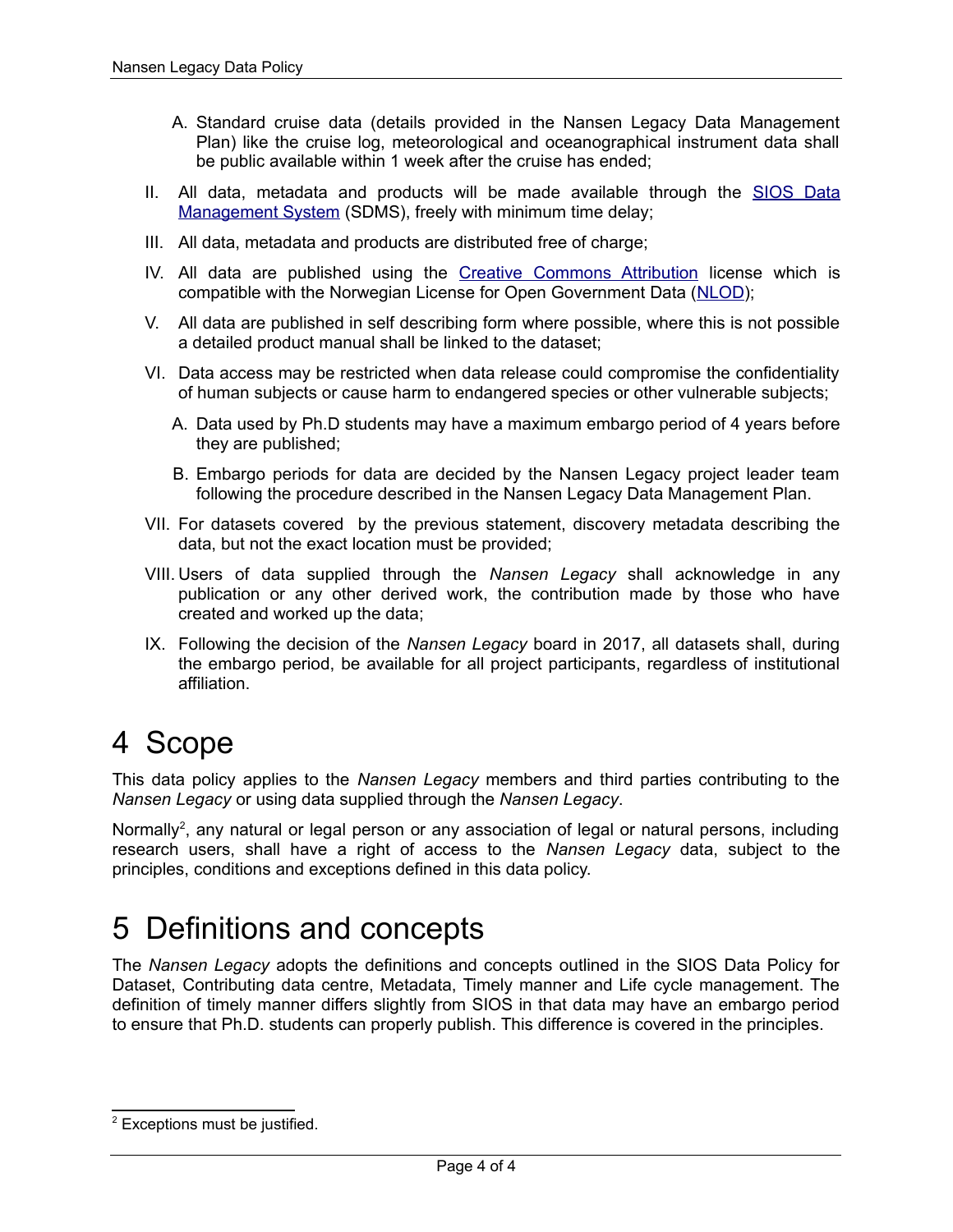A. Standard cruise data (details provided in the Nansen Legacy Data Management Plan) like the cruise log, meteorological and oceanographical instrument data shall be public available within 1 week after the cruise has ended;

II. All data, metadata and products will be made available through the SIOS Data Management System (SDMS), freely with minimum time delay;

III. All data, metadata and products are distributed free of charge;

IV. All data are published using the Creative Commons Attribution license which is compatible with the Norwegian License for Open Government Data (NLOD);

V. All data are published in self describing form where possible, where this is not possible a detailed product manual shall be linked to the dataset;

VI. Data access may be restricted when data release could compromise the confidentiality of human subjects or cause harm to endangered species or other vulnerable subjects;

   A. Data used by Ph.D students may have a maximum embargo period of 4 years before they are published;

   B. Embargo periods for data are decided by the Nansen Legacy project leader team following the procedure described in the Nansen Legacy Data Management Plan.

VII. For datasets covered by the previous statement, discovery metadata describing the data, but not the exact location must be provided;

VIII. Users of data supplied through the *Nansen Legacy* shall acknowledge in any publication or any other derived work, the contribution made by those who have created and worked up the data;

IX. Following the decision of the *Nansen Legacy* board in 2017, all datasets shall, during the embargo period, be available for all project participants, regardless of institutional affiliation.

# 4 Scope

This data policy applies to the *Nansen Legacy* members and third parties contributing to the *Nansen Legacy* or using data supplied through the *Nansen Legacy*.

Normally[2], any natural or legal person or any association of legal or natural persons, including research users, shall have a right of access to the *Nansen Legacy* data, subject to the principles, conditions and exceptions defined in this data policy.

# 5 Definitions and concepts

The *Nansen Legacy* adopts the definitions and concepts outlined in the SIOS Data Policy for Dataset, Contributing data centre, Metadata, Timely manner and Life cycle management. The definition of timely manner differs slightly from SIOS in that data may have an embargo period to ensure that Ph.D. students can properly publish. This difference is covered in the principles.

[2] Exceptions must be justified.